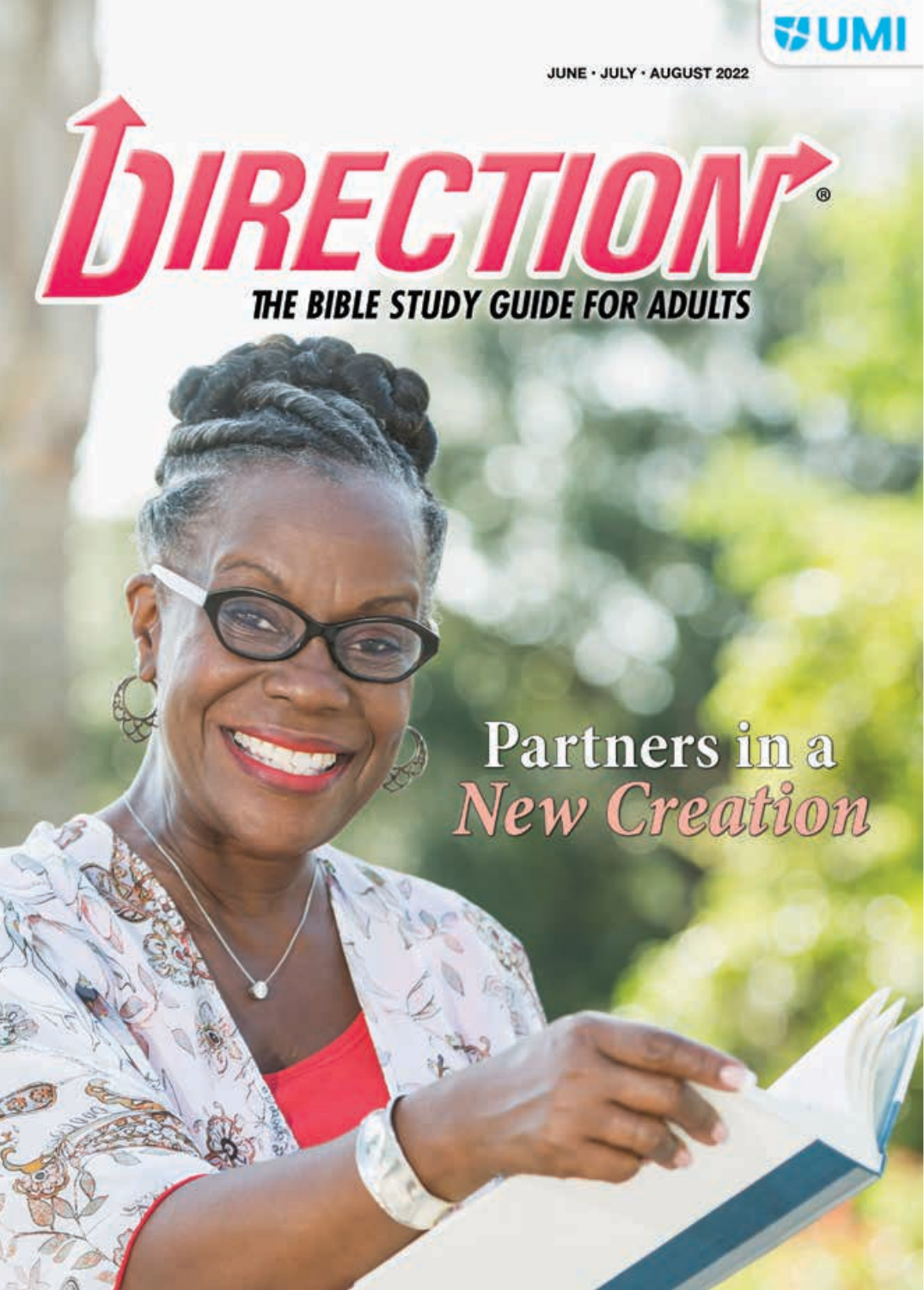UMI

JUNE · JULY · AUGUST 2022

# DIRECTION®

## THE BIBLE STUDY GUIDE FOR ADULTS

Partners in a *New Creation*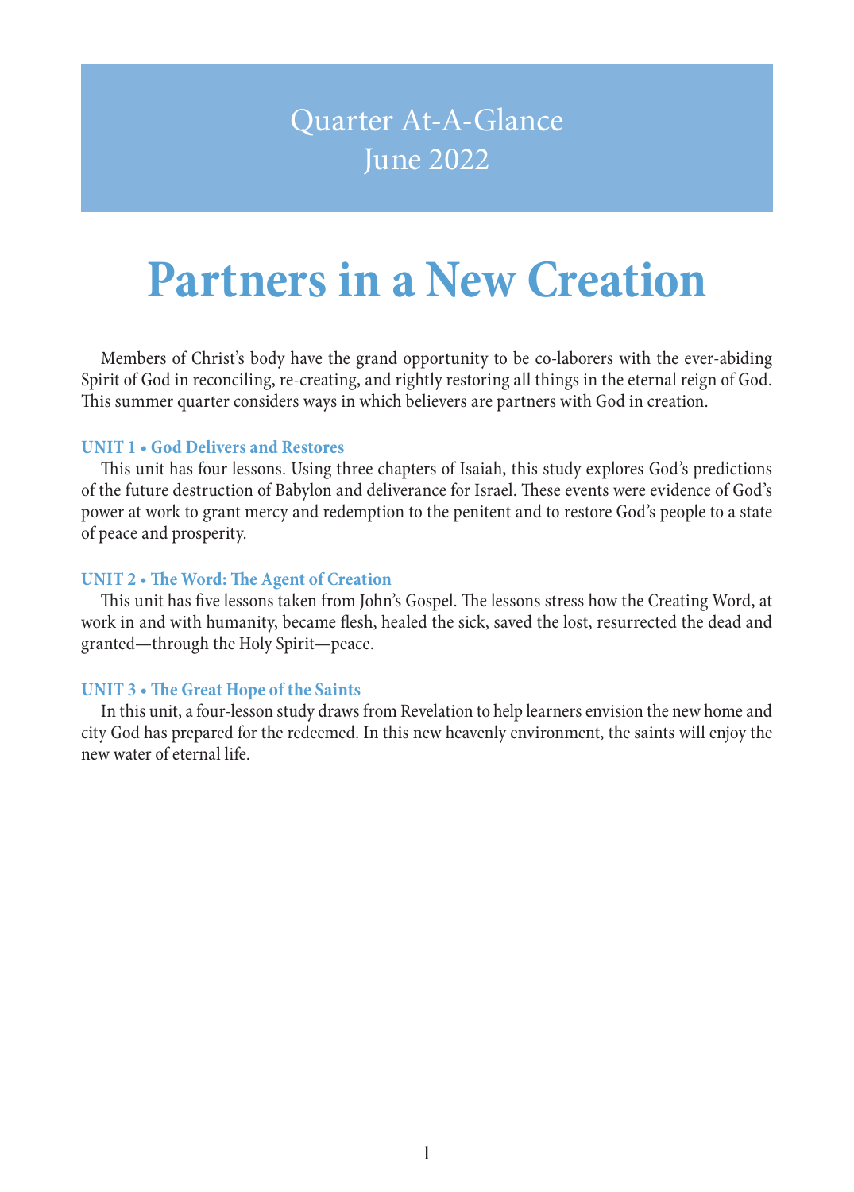Quarter At-A-Glance
June 2022

# Partners in a New Creation

Members of Christ's body have the grand opportunity to be co-laborers with the ever-abiding Spirit of God in reconciling, re-creating, and rightly restoring all things in the eternal reign of God. This summer quarter considers ways in which believers are partners with God in creation.

### UNIT 1 • God Delivers and Restores

This unit has four lessons. Using three chapters of Isaiah, this study explores God's predictions of the future destruction of Babylon and deliverance for Israel. These events were evidence of God's power at work to grant mercy and redemption to the penitent and to restore God's people to a state of peace and prosperity.

### UNIT 2 • The Word: The Agent of Creation

This unit has five lessons taken from John's Gospel. The lessons stress how the Creating Word, at work in and with humanity, became flesh, healed the sick, saved the lost, resurrected the dead and granted—through the Holy Spirit—peace.

### UNIT 3 • The Great Hope of the Saints

In this unit, a four-lesson study draws from Revelation to help learners envision the new home and city God has prepared for the redeemed. In this new heavenly environment, the saints will enjoy the new water of eternal life.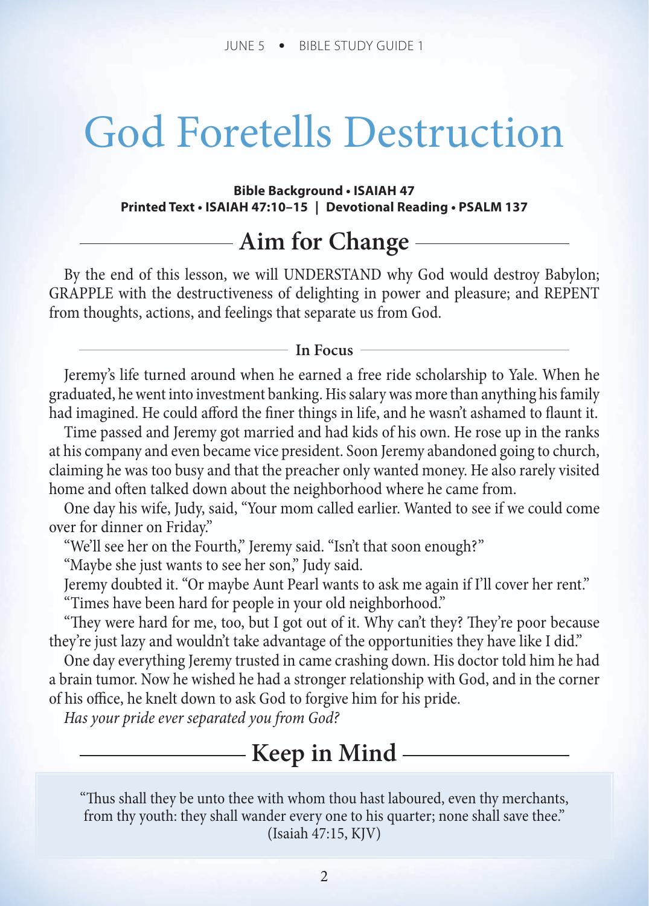# God Foretells Destruction

**Bible Background • ISAIAH 47**
**Printed Text • ISAIAH 47:10–15 | Devotional Reading • PSALM 137**

## Aim for Change

By the end of this lesson, we will UNDERSTAND why God would destroy Babylon; GRAPPLE with the destructiveness of delighting in power and pleasure; and REPENT from thoughts, actions, and feelings that separate us from God.

### In Focus

Jeremy's life turned around when he earned a free ride scholarship to Yale. When he graduated, he went into investment banking. His salary was more than anything his family had imagined. He could afford the finer things in life, and he wasn't ashamed to flaunt it.

Time passed and Jeremy got married and had kids of his own. He rose up in the ranks at his company and even became vice president. Soon Jeremy abandoned going to church, claiming he was too busy and that the preacher only wanted money. He also rarely visited home and often talked down about the neighborhood where he came from.

One day his wife, Judy, said, "Your mom called earlier. Wanted to see if we could come over for dinner on Friday."

"We'll see her on the Fourth," Jeremy said. "Isn't that soon enough?"

"Maybe she just wants to see her son," Judy said.

Jeremy doubted it. "Or maybe Aunt Pearl wants to ask me again if I'll cover her rent."

"Times have been hard for people in your old neighborhood."

"They were hard for me, too, but I got out of it. Why can't they? They're poor because they're just lazy and wouldn't take advantage of the opportunities they have like I did."

One day everything Jeremy trusted in came crashing down. His doctor told him he had a brain tumor. Now he wished he had a stronger relationship with God, and in the corner of his office, he knelt down to ask God to forgive him for his pride.

*Has your pride ever separated you from God?*

## Keep in Mind

"Thus shall they be unto thee with whom thou hast laboured, even thy merchants, from thy youth: they shall wander every one to his quarter; none shall save thee." (Isaiah 47:15, KJV)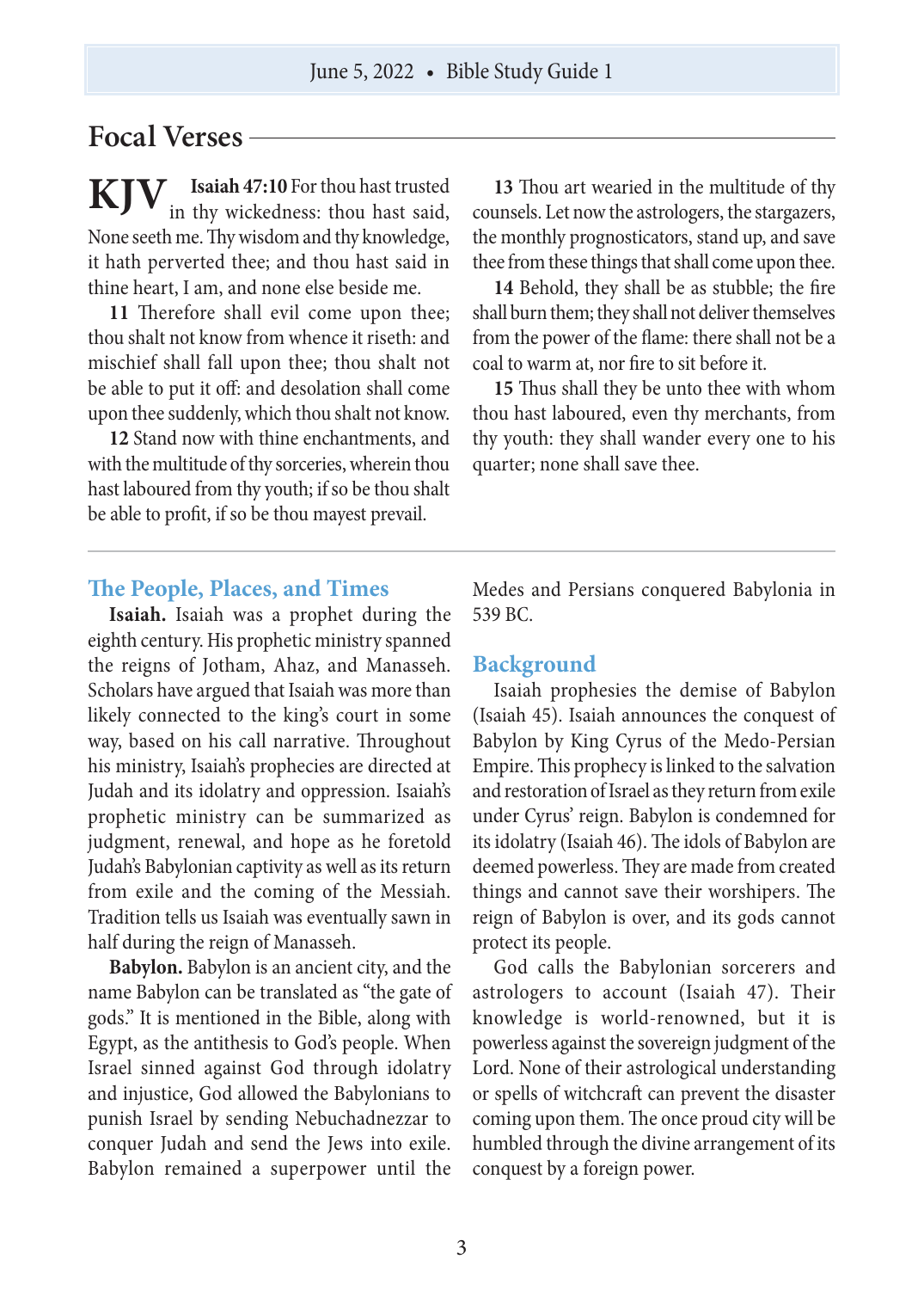## Focal Verses

**KJV** **Isaiah 47:10** For thou hast trusted in thy wickedness: thou hast said, None seeth me. Thy wisdom and thy knowledge, it hath perverted thee; and thou hast said in thine heart, I am, and none else beside me.

**11** Therefore shall evil come upon thee; thou shalt not know from whence it riseth: and mischief shall fall upon thee; thou shalt not be able to put it off: and desolation shall come upon thee suddenly, which thou shalt not know.

**12** Stand now with thine enchantments, and with the multitude of thy sorceries, wherein thou hast laboured from thy youth; if so be thou shalt be able to profit, if so be thou mayest prevail.

**13** Thou art wearied in the multitude of thy counsels. Let now the astrologers, the stargazers, the monthly prognosticators, stand up, and save thee from these things that shall come upon thee.

**14** Behold, they shall be as stubble; the fire shall burn them; they shall not deliver themselves from the power of the flame: there shall not be a coal to warm at, nor fire to sit before it.

**15** Thus shall they be unto thee with whom thou hast laboured, even thy merchants, from thy youth: they shall wander every one to his quarter; none shall save thee.

---

### The People, Places, and Times

**Isaiah.** Isaiah was a prophet during the eighth century. His prophetic ministry spanned the reigns of Jotham, Ahaz, and Manasseh. Scholars have argued that Isaiah was more than likely connected to the king's court in some way, based on his call narrative. Throughout his ministry, Isaiah's prophecies are directed at Judah and its idolatry and oppression. Isaiah's prophetic ministry can be summarized as judgment, renewal, and hope as he foretold Judah's Babylonian captivity as well as its return from exile and the coming of the Messiah. Tradition tells us Isaiah was eventually sawn in half during the reign of Manasseh.

**Babylon.** Babylon is an ancient city, and the name Babylon can be translated as "the gate of gods." It is mentioned in the Bible, along with Egypt, as the antithesis to God's people. When Israel sinned against God through idolatry and injustice, God allowed the Babylonians to punish Israel by sending Nebuchadnezzar to conquer Judah and send the Jews into exile. Babylon remained a superpower until the Medes and Persians conquered Babylonia in 539 BC.

### Background

Isaiah prophesies the demise of Babylon (Isaiah 45). Isaiah announces the conquest of Babylon by King Cyrus of the Medo-Persian Empire. This prophecy is linked to the salvation and restoration of Israel as they return from exile under Cyrus' reign. Babylon is condemned for its idolatry (Isaiah 46). The idols of Babylon are deemed powerless. They are made from created things and cannot save their worshipers. The reign of Babylon is over, and its gods cannot protect its people.

God calls the Babylonian sorcerers and astrologers to account (Isaiah 47). Their knowledge is world-renowned, but it is powerless against the sovereign judgment of the Lord. None of their astrological understanding or spells of witchcraft can prevent the disaster coming upon them. The once proud city will be humbled through the divine arrangement of its conquest by a foreign power.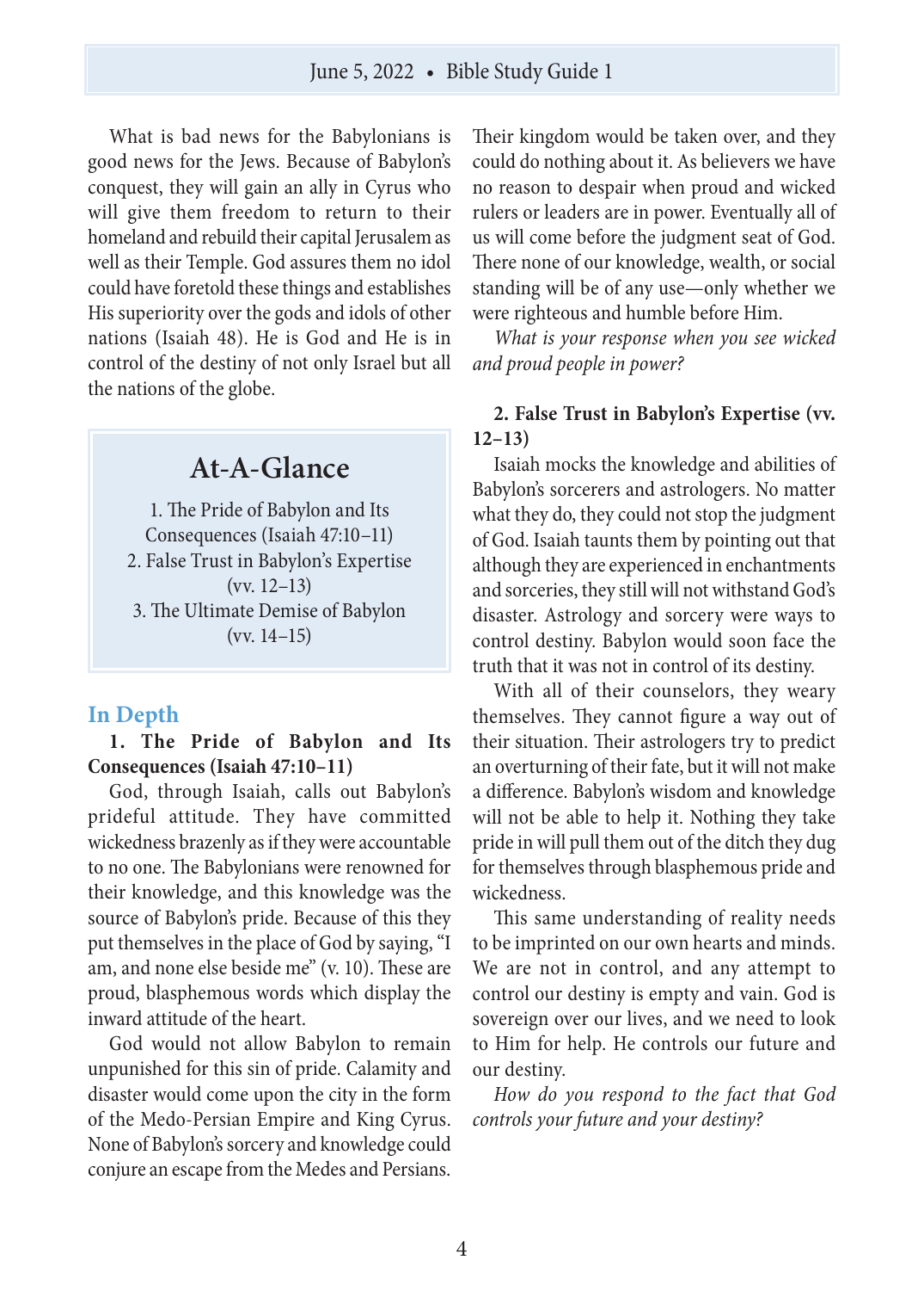What is bad news for the Babylonians is good news for the Jews. Because of Babylon's conquest, they will gain an ally in Cyrus who will give them freedom to return to their homeland and rebuild their capital Jerusalem as well as their Temple. God assures them no idol could have foretold these things and establishes His superiority over the gods and idols of other nations (Isaiah 48). He is God and He is in control of the destiny of not only Israel but all the nations of the globe.

## At-A-Glance

1. The Pride of Babylon and Its Consequences (Isaiah 47:10–11)
2. False Trust in Babylon's Expertise (vv. 12–13)
3. The Ultimate Demise of Babylon (vv. 14–15)

## In Depth

**1. The Pride of Babylon and Its Consequences (Isaiah 47:10–11)**

God, through Isaiah, calls out Babylon's prideful attitude. They have committed wickedness brazenly as if they were accountable to no one. The Babylonians were renowned for their knowledge, and this knowledge was the source of Babylon's pride. Because of this they put themselves in the place of God by saying, "I am, and none else beside me" (v. 10). These are proud, blasphemous words which display the inward attitude of the heart.

God would not allow Babylon to remain unpunished for this sin of pride. Calamity and disaster would come upon the city in the form of the Medo-Persian Empire and King Cyrus. None of Babylon's sorcery and knowledge could conjure an escape from the Medes and Persians. Their kingdom would be taken over, and they could do nothing about it. As believers we have no reason to despair when proud and wicked rulers or leaders are in power. Eventually all of us will come before the judgment seat of God. There none of our knowledge, wealth, or social standing will be of any use—only whether we were righteous and humble before Him.

*What is your response when you see wicked and proud people in power?*

**2. False Trust in Babylon's Expertise (vv. 12–13)**

Isaiah mocks the knowledge and abilities of Babylon's sorcerers and astrologers. No matter what they do, they could not stop the judgment of God. Isaiah taunts them by pointing out that although they are experienced in enchantments and sorceries, they still will not withstand God's disaster. Astrology and sorcery were ways to control destiny. Babylon would soon face the truth that it was not in control of its destiny.

With all of their counselors, they weary themselves. They cannot figure a way out of their situation. Their astrologers try to predict an overturning of their fate, but it will not make a difference. Babylon's wisdom and knowledge will not be able to help it. Nothing they take pride in will pull them out of the ditch they dug for themselves through blasphemous pride and wickedness.

This same understanding of reality needs to be imprinted on our own hearts and minds. We are not in control, and any attempt to control our destiny is empty and vain. God is sovereign over our lives, and we need to look to Him for help. He controls our future and our destiny.

*How do you respond to the fact that God controls your future and your destiny?*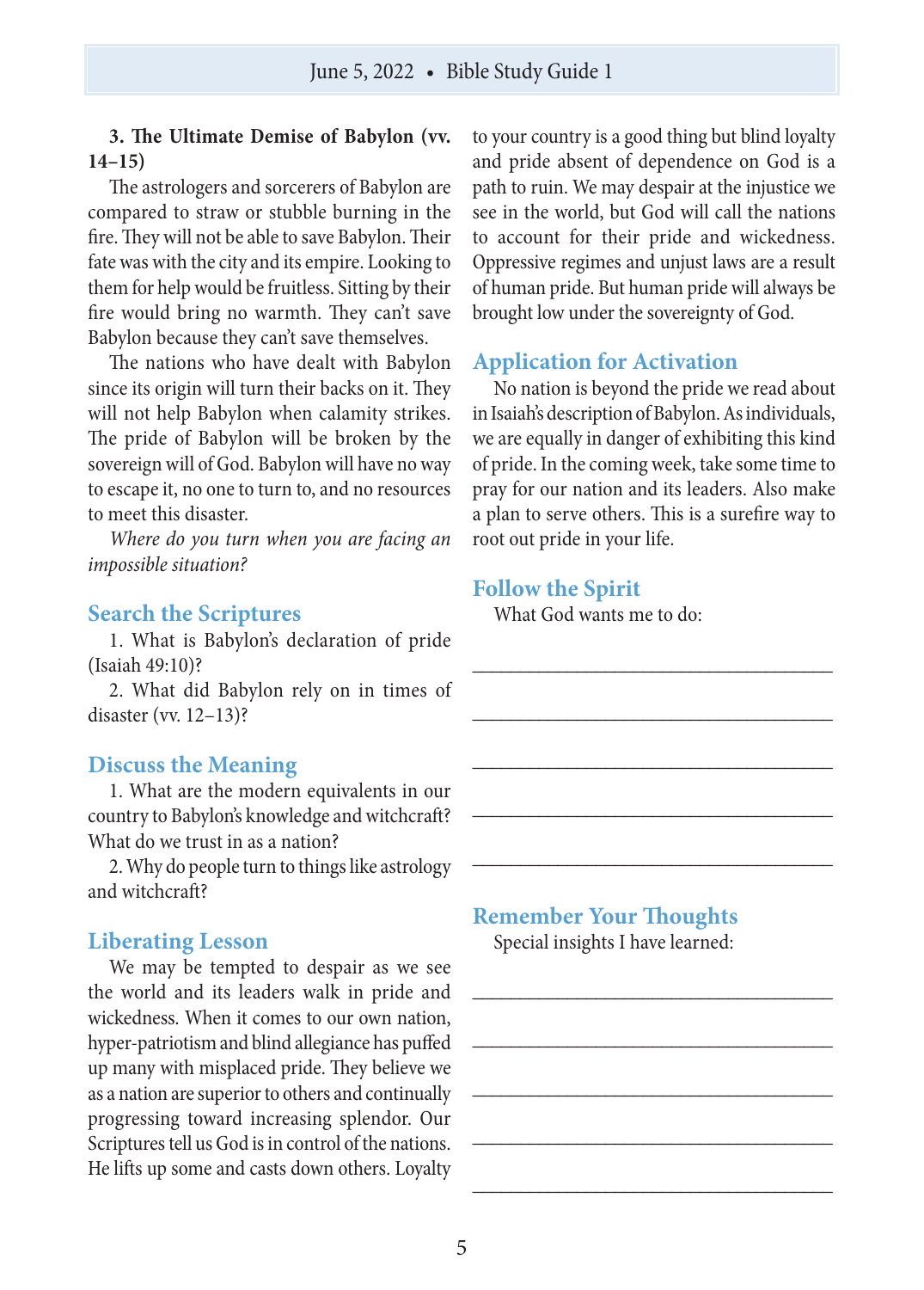**3. The Ultimate Demise of Babylon (vv. 14–15)**

The astrologers and sorcerers of Babylon are compared to straw or stubble burning in the fire. They will not be able to save Babylon. Their fate was with the city and its empire. Looking to them for help would be fruitless. Sitting by their fire would bring no warmth. They can't save Babylon because they can't save themselves.

The nations who have dealt with Babylon since its origin will turn their backs on it. They will not help Babylon when calamity strikes. The pride of Babylon will be broken by the sovereign will of God. Babylon will have no way to escape it, no one to turn to, and no resources to meet this disaster.

*Where do you turn when you are facing an impossible situation?*

## Search the Scriptures

1. What is Babylon's declaration of pride (Isaiah 49:10)?

2. What did Babylon rely on in times of disaster (vv. 12–13)?

## Discuss the Meaning

1. What are the modern equivalents in our country to Babylon's knowledge and witchcraft? What do we trust in as a nation?

2. Why do people turn to things like astrology and witchcraft?

## Liberating Lesson

We may be tempted to despair as we see the world and its leaders walk in pride and wickedness. When it comes to our own nation, hyper-patriotism and blind allegiance has puffed up many with misplaced pride. They believe we as a nation are superior to others and continually progressing toward increasing splendor. Our Scriptures tell us God is in control of the nations. He lifts up some and casts down others. Loyalty to your country is a good thing but blind loyalty and pride absent of dependence on God is a path to ruin. We may despair at the injustice we see in the world, but God will call the nations to account for their pride and wickedness. Oppressive regimes and unjust laws are a result of human pride. But human pride will always be brought low under the sovereignty of God.

## Application for Activation

No nation is beyond the pride we read about in Isaiah's description of Babylon. As individuals, we are equally in danger of exhibiting this kind of pride. In the coming week, take some time to pray for our nation and its leaders. Also make a plan to serve others. This is a surefire way to root out pride in your life.

## Follow the Spirit

What God wants me to do:

______________________________________

______________________________________

______________________________________

______________________________________

______________________________________

## Remember Your Thoughts

Special insights I have learned:

______________________________________

______________________________________

______________________________________

______________________________________

______________________________________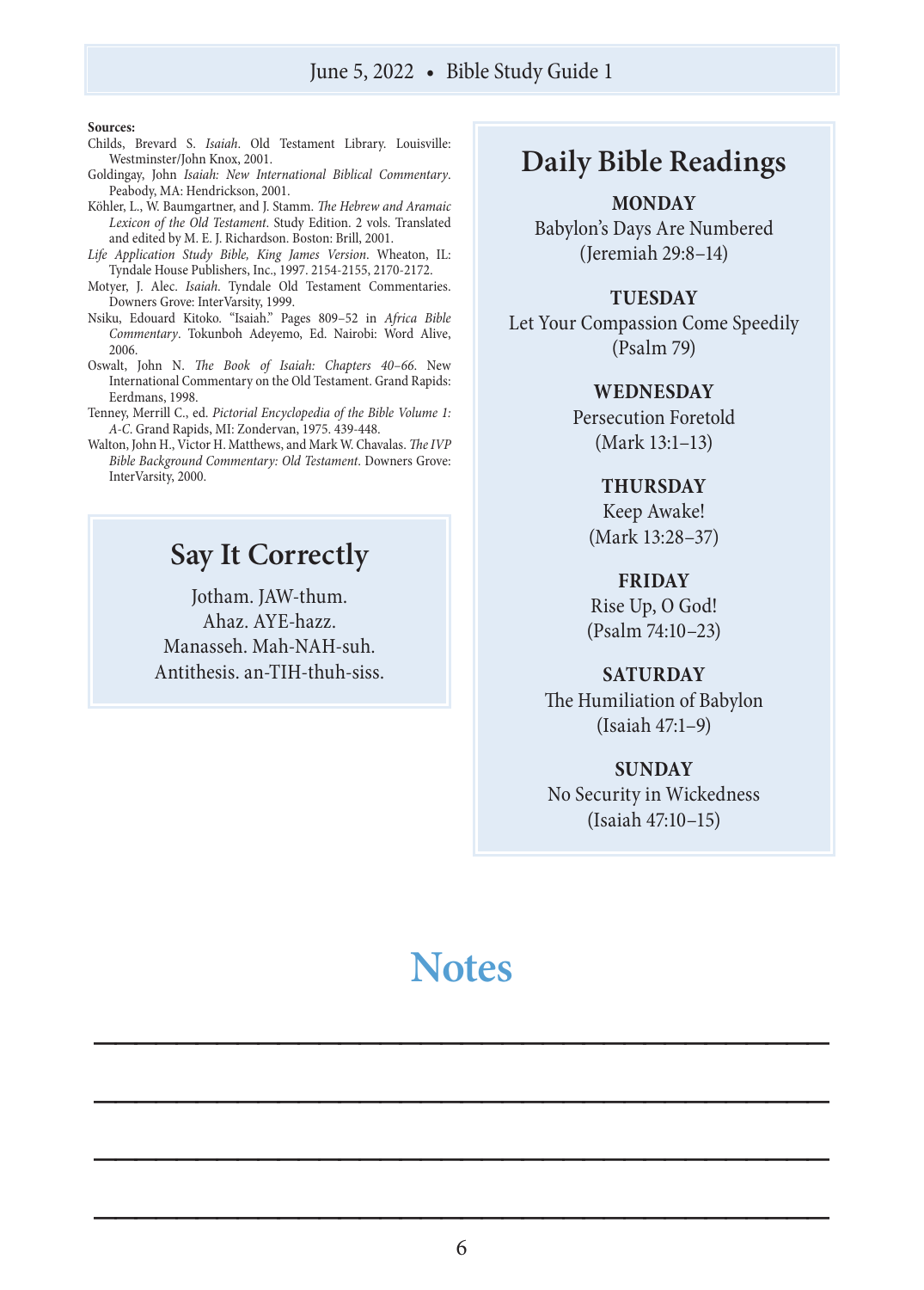**Sources:**

Childs, Brevard S. *Isaiah*. Old Testament Library. Louisville: Westminster/John Knox, 2001.

Goldingay, John *Isaiah: New International Biblical Commentary*. Peabody, MA: Hendrickson, 2001.

Köhler, L., W. Baumgartner, and J. Stamm. *The Hebrew and Aramaic Lexicon of the Old Testament*. Study Edition. 2 vols. Translated and edited by M. E. J. Richardson. Boston: Brill, 2001.

*Life Application Study Bible, King James Version*. Wheaton, IL: Tyndale House Publishers, Inc., 1997. 2154-2155, 2170-2172.

Motyer, J. Alec. *Isaiah*. Tyndale Old Testament Commentaries. Downers Grove: InterVarsity, 1999.

Nsiku, Edouard Kitoko. "Isaiah." Pages 809–52 in *Africa Bible Commentary*. Tokunboh Adeyemo, Ed. Nairobi: Word Alive, 2006.

Oswalt, John N. *The Book of Isaiah: Chapters 40–66*. New International Commentary on the Old Testament. Grand Rapids: Eerdmans, 1998.

Tenney, Merrill C., ed. *Pictorial Encyclopedia of the Bible Volume 1: A-C*. Grand Rapids, MI: Zondervan, 1975. 439-448.

Walton, John H., Victor H. Matthews, and Mark W. Chavalas. *The IVP Bible Background Commentary: Old Testament*. Downers Grove: InterVarsity, 2000.

## Say It Correctly

Jotham. JAW-thum.
Ahaz. AYE-hazz.
Manasseh. Mah-NAH-suh.
Antithesis. an-TIH-thuh-siss.

## Daily Bible Readings

**MONDAY**
Babylon's Days Are Numbered
(Jeremiah 29:8–14)

**TUESDAY**
Let Your Compassion Come Speedily
(Psalm 79)

**WEDNESDAY**
Persecution Foretold
(Mark 13:1–13)

**THURSDAY**
Keep Awake!
(Mark 13:28–37)

**FRIDAY**
Rise Up, O God!
(Psalm 74:10–23)

**SATURDAY**
The Humiliation of Babylon
(Isaiah 47:1–9)

**SUNDAY**
No Security in Wickedness
(Isaiah 47:10–15)

# Notes

______________________________________________

______________________________________________

______________________________________________

______________________________________________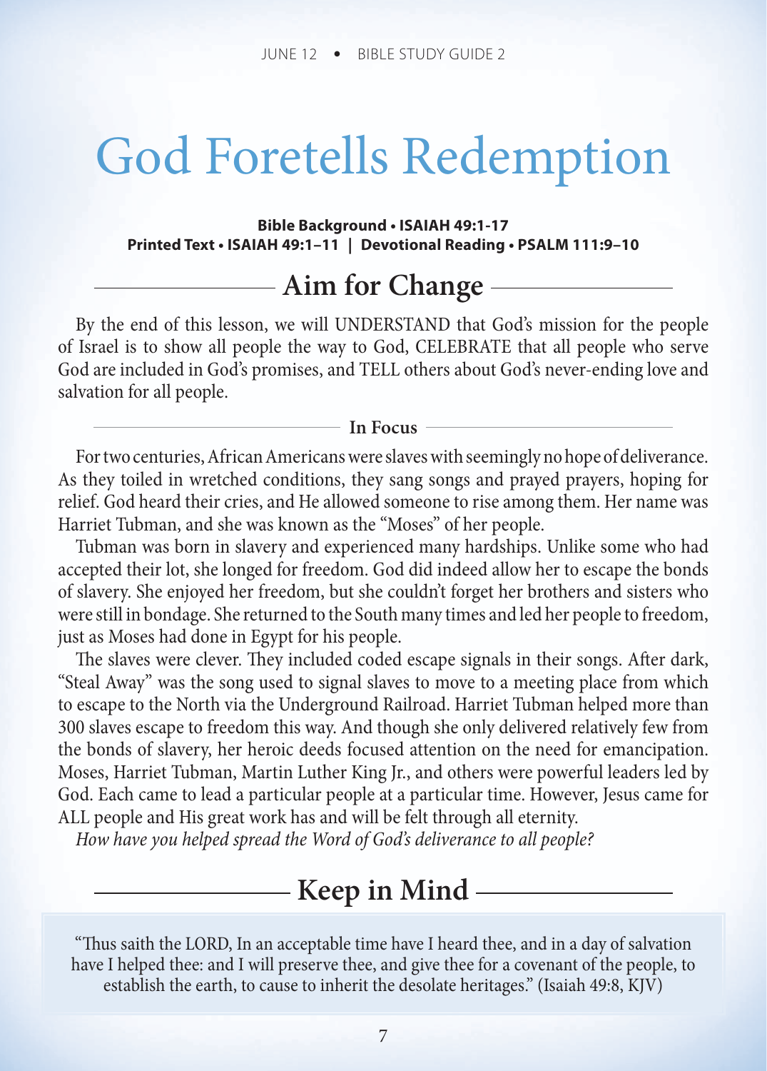# God Foretells Redemption

**Bible Background • ISAIAH 49:1-17**
**Printed Text • ISAIAH 49:1–11 | Devotional Reading • PSALM 111:9–10**

## Aim for Change

By the end of this lesson, we will UNDERSTAND that God's mission for the people of Israel is to show all people the way to God, CELEBRATE that all people who serve God are included in God's promises, and TELL others about God's never-ending love and salvation for all people.

### In Focus

For two centuries, African Americans were slaves with seemingly no hope of deliverance. As they toiled in wretched conditions, they sang songs and prayed prayers, hoping for relief. God heard their cries, and He allowed someone to rise among them. Her name was Harriet Tubman, and she was known as the "Moses" of her people.

Tubman was born in slavery and experienced many hardships. Unlike some who had accepted their lot, she longed for freedom. God did indeed allow her to escape the bonds of slavery. She enjoyed her freedom, but she couldn't forget her brothers and sisters who were still in bondage. She returned to the South many times and led her people to freedom, just as Moses had done in Egypt for his people.

The slaves were clever. They included coded escape signals in their songs. After dark, "Steal Away" was the song used to signal slaves to move to a meeting place from which to escape to the North via the Underground Railroad. Harriet Tubman helped more than 300 slaves escape to freedom this way. And though she only delivered relatively few from the bonds of slavery, her heroic deeds focused attention on the need for emancipation. Moses, Harriet Tubman, Martin Luther King Jr., and others were powerful leaders led by God. Each came to lead a particular people at a particular time. However, Jesus came for ALL people and His great work has and will be felt through all eternity.

*How have you helped spread the Word of God's deliverance to all people?*

## Keep in Mind

"Thus saith the LORD, In an acceptable time have I heard thee, and in a day of salvation have I helped thee: and I will preserve thee, and give thee for a covenant of the people, to establish the earth, to cause to inherit the desolate heritages." (Isaiah 49:8, KJV)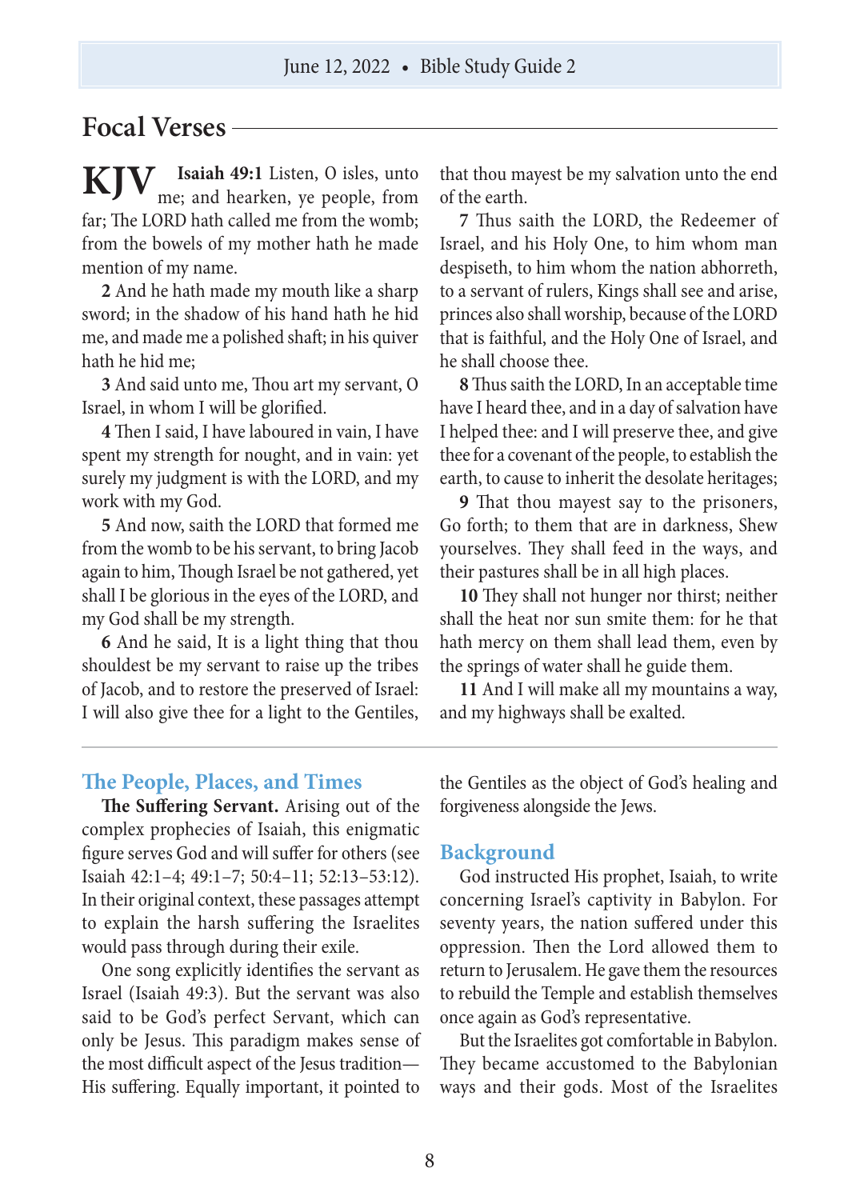## Focal Verses

**KJV** **Isaiah 49:1** Listen, O isles, unto me; and hearken, ye people, from far; The LORD hath called me from the womb; from the bowels of my mother hath he made mention of my name.

**2** And he hath made my mouth like a sharp sword; in the shadow of his hand hath he hid me, and made me a polished shaft; in his quiver hath he hid me;

**3** And said unto me, Thou art my servant, O Israel, in whom I will be glorified.

**4** Then I said, I have laboured in vain, I have spent my strength for nought, and in vain: yet surely my judgment is with the LORD, and my work with my God.

**5** And now, saith the LORD that formed me from the womb to be his servant, to bring Jacob again to him, Though Israel be not gathered, yet shall I be glorious in the eyes of the LORD, and my God shall be my strength.

**6** And he said, It is a light thing that thou shouldest be my servant to raise up the tribes of Jacob, and to restore the preserved of Israel: I will also give thee for a light to the Gentiles, that thou mayest be my salvation unto the end of the earth.

**7** Thus saith the LORD, the Redeemer of Israel, and his Holy One, to him whom man despiseth, to him whom the nation abhorreth, to a servant of rulers, Kings shall see and arise, princes also shall worship, because of the LORD that is faithful, and the Holy One of Israel, and he shall choose thee.

**8** Thus saith the LORD, In an acceptable time have I heard thee, and in a day of salvation have I helped thee: and I will preserve thee, and give thee for a covenant of the people, to establish the earth, to cause to inherit the desolate heritages;

**9** That thou mayest say to the prisoners, Go forth; to them that are in darkness, Shew yourselves. They shall feed in the ways, and their pastures shall be in all high places.

**10** They shall not hunger nor thirst; neither shall the heat nor sun smite them: for he that hath mercy on them shall lead them, even by the springs of water shall he guide them.

**11** And I will make all my mountains a way, and my highways shall be exalted.

---

### The People, Places, and Times

**The Suffering Servant.** Arising out of the complex prophecies of Isaiah, this enigmatic figure serves God and will suffer for others (see Isaiah 42:1–4; 49:1–7; 50:4–11; 52:13–53:12). In their original context, these passages attempt to explain the harsh suffering the Israelites would pass through during their exile.

One song explicitly identifies the servant as Israel (Isaiah 49:3). But the servant was also said to be God's perfect Servant, which can only be Jesus. This paradigm makes sense of the most difficult aspect of the Jesus tradition—His suffering. Equally important, it pointed to the Gentiles as the object of God's healing and forgiveness alongside the Jews.

### Background

God instructed His prophet, Isaiah, to write concerning Israel's captivity in Babylon. For seventy years, the nation suffered under this oppression. Then the Lord allowed them to return to Jerusalem. He gave them the resources to rebuild the Temple and establish themselves once again as God's representative.

But the Israelites got comfortable in Babylon. They became accustomed to the Babylonian ways and their gods. Most of the Israelites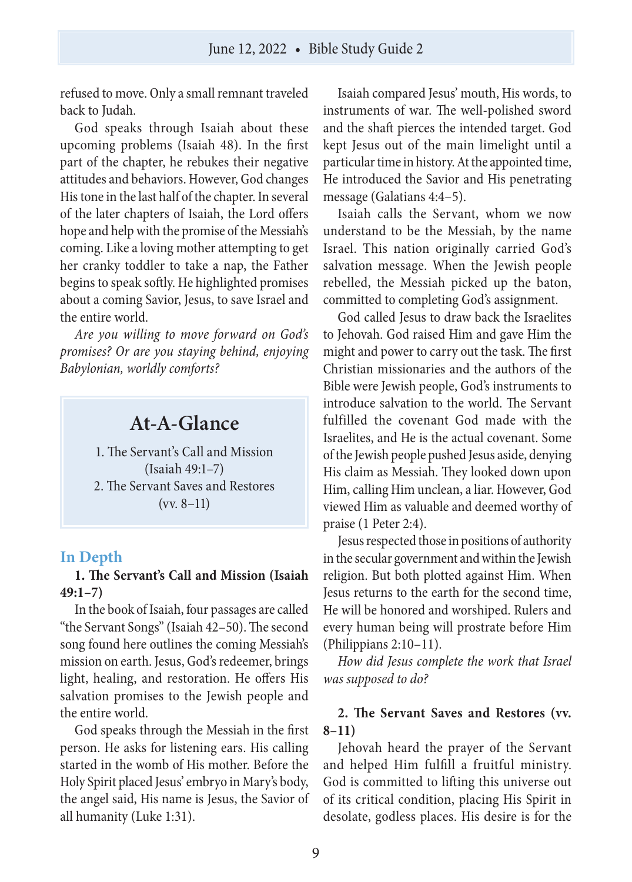refused to move. Only a small remnant traveled back to Judah.

God speaks through Isaiah about these upcoming problems (Isaiah 48). In the first part of the chapter, he rebukes their negative attitudes and behaviors. However, God changes His tone in the last half of the chapter. In several of the later chapters of Isaiah, the Lord offers hope and help with the promise of the Messiah's coming. Like a loving mother attempting to get her cranky toddler to take a nap, the Father begins to speak softly. He highlighted promises about a coming Savior, Jesus, to save Israel and the entire world.

*Are you willing to move forward on God's promises? Or are you staying behind, enjoying Babylonian, worldly comforts?*

## At-A-Glance

1. The Servant's Call and Mission (Isaiah 49:1–7)
2. The Servant Saves and Restores (vv. 8–11)

## In Depth

**1. The Servant's Call and Mission (Isaiah 49:1–7)**

In the book of Isaiah, four passages are called "the Servant Songs" (Isaiah 42–50). The second song found here outlines the coming Messiah's mission on earth. Jesus, God's redeemer, brings light, healing, and restoration. He offers His salvation promises to the Jewish people and the entire world.

God speaks through the Messiah in the first person. He asks for listening ears. His calling started in the womb of His mother. Before the Holy Spirit placed Jesus' embryo in Mary's body, the angel said, His name is Jesus, the Savior of all humanity (Luke 1:31).

Isaiah compared Jesus' mouth, His words, to instruments of war. The well-polished sword and the shaft pierces the intended target. God kept Jesus out of the main limelight until a particular time in history. At the appointed time, He introduced the Savior and His penetrating message (Galatians 4:4–5).

Isaiah calls the Servant, whom we now understand to be the Messiah, by the name Israel. This nation originally carried God's salvation message. When the Jewish people rebelled, the Messiah picked up the baton, committed to completing God's assignment.

God called Jesus to draw back the Israelites to Jehovah. God raised Him and gave Him the might and power to carry out the task. The first Christian missionaries and the authors of the Bible were Jewish people, God's instruments to introduce salvation to the world. The Servant fulfilled the covenant God made with the Israelites, and He is the actual covenant. Some of the Jewish people pushed Jesus aside, denying His claim as Messiah. They looked down upon Him, calling Him unclean, a liar. However, God viewed Him as valuable and deemed worthy of praise (1 Peter 2:4).

Jesus respected those in positions of authority in the secular government and within the Jewish religion. But both plotted against Him. When Jesus returns to the earth for the second time, He will be honored and worshiped. Rulers and every human being will prostrate before Him (Philippians 2:10–11).

*How did Jesus complete the work that Israel was supposed to do?*

**2. The Servant Saves and Restores (vv. 8–11)**

Jehovah heard the prayer of the Servant and helped Him fulfill a fruitful ministry. God is committed to lifting this universe out of its critical condition, placing His Spirit in desolate, godless places. His desire is for the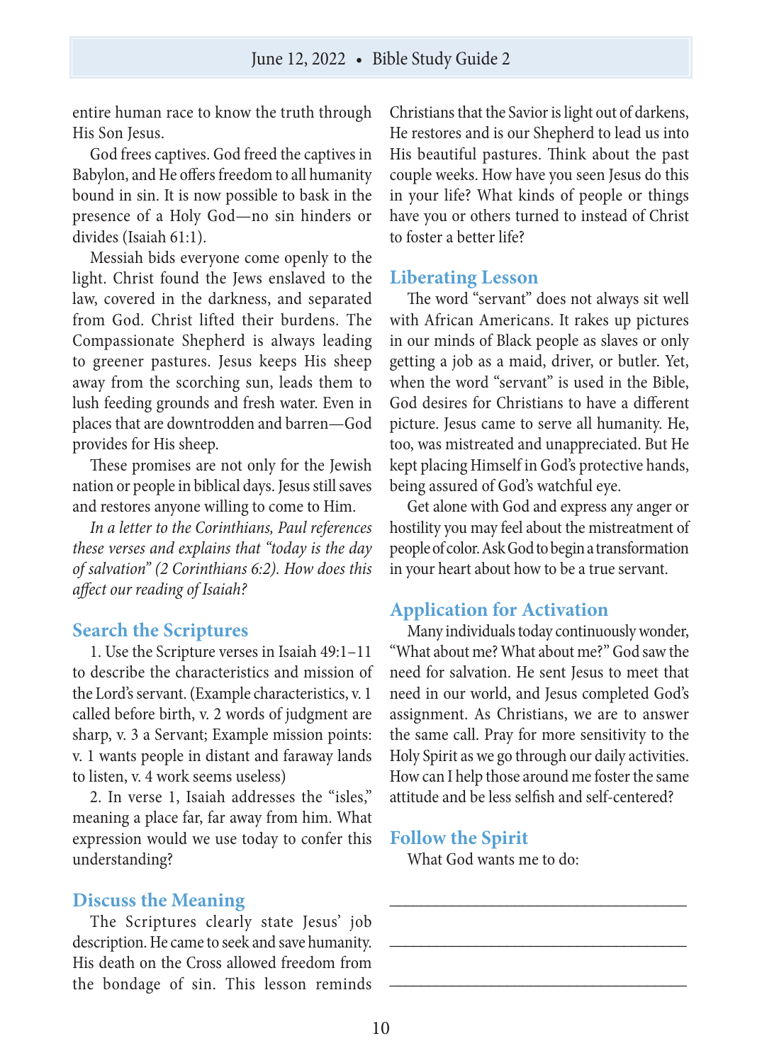entire human race to know the truth through His Son Jesus.

God frees captives. God freed the captives in Babylon, and He offers freedom to all humanity bound in sin. It is now possible to bask in the presence of a Holy God—no sin hinders or divides (Isaiah 61:1).

Messiah bids everyone come openly to the light. Christ found the Jews enslaved to the law, covered in the darkness, and separated from God. Christ lifted their burdens. The Compassionate Shepherd is always leading to greener pastures. Jesus keeps His sheep away from the scorching sun, leads them to lush feeding grounds and fresh water. Even in places that are downtrodden and barren—God provides for His sheep.

These promises are not only for the Jewish nation or people in biblical days. Jesus still saves and restores anyone willing to come to Him.

*In a letter to the Corinthians, Paul references these verses and explains that "today is the day of salvation" (2 Corinthians 6:2). How does this affect our reading of Isaiah?*

## Search the Scriptures

1. Use the Scripture verses in Isaiah 49:1–11 to describe the characteristics and mission of the Lord's servant. (Example characteristics, v. 1 called before birth, v. 2 words of judgment are sharp, v. 3 a Servant; Example mission points: v. 1 wants people in distant and faraway lands to listen, v. 4 work seems useless)

2. In verse 1, Isaiah addresses the "isles," meaning a place far, far away from him. What expression would we use today to confer this understanding?

## Discuss the Meaning

The Scriptures clearly state Jesus' job description. He came to seek and save humanity. His death on the Cross allowed freedom from the bondage of sin. This lesson reminds Christians that the Savior is light out of darkens, He restores and is our Shepherd to lead us into His beautiful pastures. Think about the past couple weeks. How have you seen Jesus do this in your life? What kinds of people or things have you or others turned to instead of Christ to foster a better life?

## Liberating Lesson

The word "servant" does not always sit well with African Americans. It rakes up pictures in our minds of Black people as slaves or only getting a job as a maid, driver, or butler. Yet, when the word "servant" is used in the Bible, God desires for Christians to have a different picture. Jesus came to serve all humanity. He, too, was mistreated and unappreciated. But He kept placing Himself in God's protective hands, being assured of God's watchful eye.

Get alone with God and express any anger or hostility you may feel about the mistreatment of people of color. Ask God to begin a transformation in your heart about how to be a true servant.

## Application for Activation

Many individuals today continuously wonder, "What about me? What about me?" God saw the need for salvation. He sent Jesus to meet that need in our world, and Jesus completed God's assignment. As Christians, we are to answer the same call. Pray for more sensitivity to the Holy Spirit as we go through our daily activities. How can I help those around me foster the same attitude and be less selfish and self-centered?

## Follow the Spirit

What God wants me to do:

\_\_\_\_\_\_\_\_\_\_\_\_\_\_\_\_\_\_\_\_\_\_\_\_\_\_\_\_\_\_\_\_\_\_\_\_

\_\_\_\_\_\_\_\_\_\_\_\_\_\_\_\_\_\_\_\_\_\_\_\_\_\_\_\_\_\_\_\_\_\_\_\_

\_\_\_\_\_\_\_\_\_\_\_\_\_\_\_\_\_\_\_\_\_\_\_\_\_\_\_\_\_\_\_\_\_\_\_\_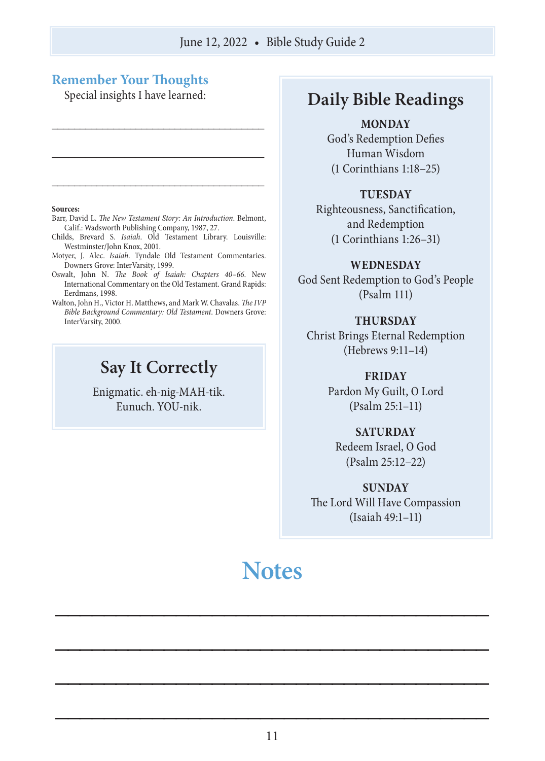## Remember Your Thoughts

Special insights I have learned:

\_\_\_\_\_\_\_\_\_\_\_\_\_\_\_\_\_\_\_\_\_\_\_\_\_\_\_\_\_\_\_\_\_\_\_\_\_\_\_\_

\_\_\_\_\_\_\_\_\_\_\_\_\_\_\_\_\_\_\_\_\_\_\_\_\_\_\_\_\_\_\_\_\_\_\_\_\_\_\_\_

\_\_\_\_\_\_\_\_\_\_\_\_\_\_\_\_\_\_\_\_\_\_\_\_\_\_\_\_\_\_\_\_\_\_\_\_\_\_\_\_

**Sources:**

Barr, David L. *The New Testament Story: An Introduction.* Belmont, Calif.: Wadsworth Publishing Company, 1987, 27.

Childs, Brevard S. *Isaiah.* Old Testament Library. Louisville: Westminster/John Knox, 2001.

Motyer, J. Alec. *Isaiah.* Tyndale Old Testament Commentaries. Downers Grove: InterVarsity, 1999.

Oswalt, John N. *The Book of Isaiah: Chapters 40–66.* New International Commentary on the Old Testament. Grand Rapids: Eerdmans, 1998.

Walton, John H., Victor H. Matthews, and Mark W. Chavalas. *The IVP Bible Background Commentary: Old Testament.* Downers Grove: InterVarsity, 2000.

## Say It Correctly

Enigmatic. eh-nig-MAH-tik.
Eunuch. YOU-nik.

## Daily Bible Readings

**MONDAY**
God's Redemption Defies Human Wisdom
(1 Corinthians 1:18–25)

**TUESDAY**
Righteousness, Sanctification, and Redemption
(1 Corinthians 1:26–31)

**WEDNESDAY**
God Sent Redemption to God's People
(Psalm 111)

**THURSDAY**
Christ Brings Eternal Redemption
(Hebrews 9:11–14)

**FRIDAY**
Pardon My Guilt, O Lord
(Psalm 25:1–11)

**SATURDAY**
Redeem Israel, O God
(Psalm 25:12–22)

**SUNDAY**
The Lord Will Have Compassion
(Isaiah 49:1–11)

# Notes

\_\_\_\_\_\_\_\_\_\_\_\_\_\_\_\_\_\_\_\_\_\_\_\_\_\_\_\_\_\_\_\_\_\_\_\_\_\_\_\_\_\_\_\_\_\_\_\_\_\_\_\_\_\_\_\_\_\_

\_\_\_\_\_\_\_\_\_\_\_\_\_\_\_\_\_\_\_\_\_\_\_\_\_\_\_\_\_\_\_\_\_\_\_\_\_\_\_\_\_\_\_\_\_\_\_\_\_\_\_\_\_\_\_\_\_\_

\_\_\_\_\_\_\_\_\_\_\_\_\_\_\_\_\_\_\_\_\_\_\_\_\_\_\_\_\_\_\_\_\_\_\_\_\_\_\_\_\_\_\_\_\_\_\_\_\_\_\_\_\_\_\_\_\_\_

\_\_\_\_\_\_\_\_\_\_\_\_\_\_\_\_\_\_\_\_\_\_\_\_\_\_\_\_\_\_\_\_\_\_\_\_\_\_\_\_\_\_\_\_\_\_\_\_\_\_\_\_\_\_\_\_\_\_